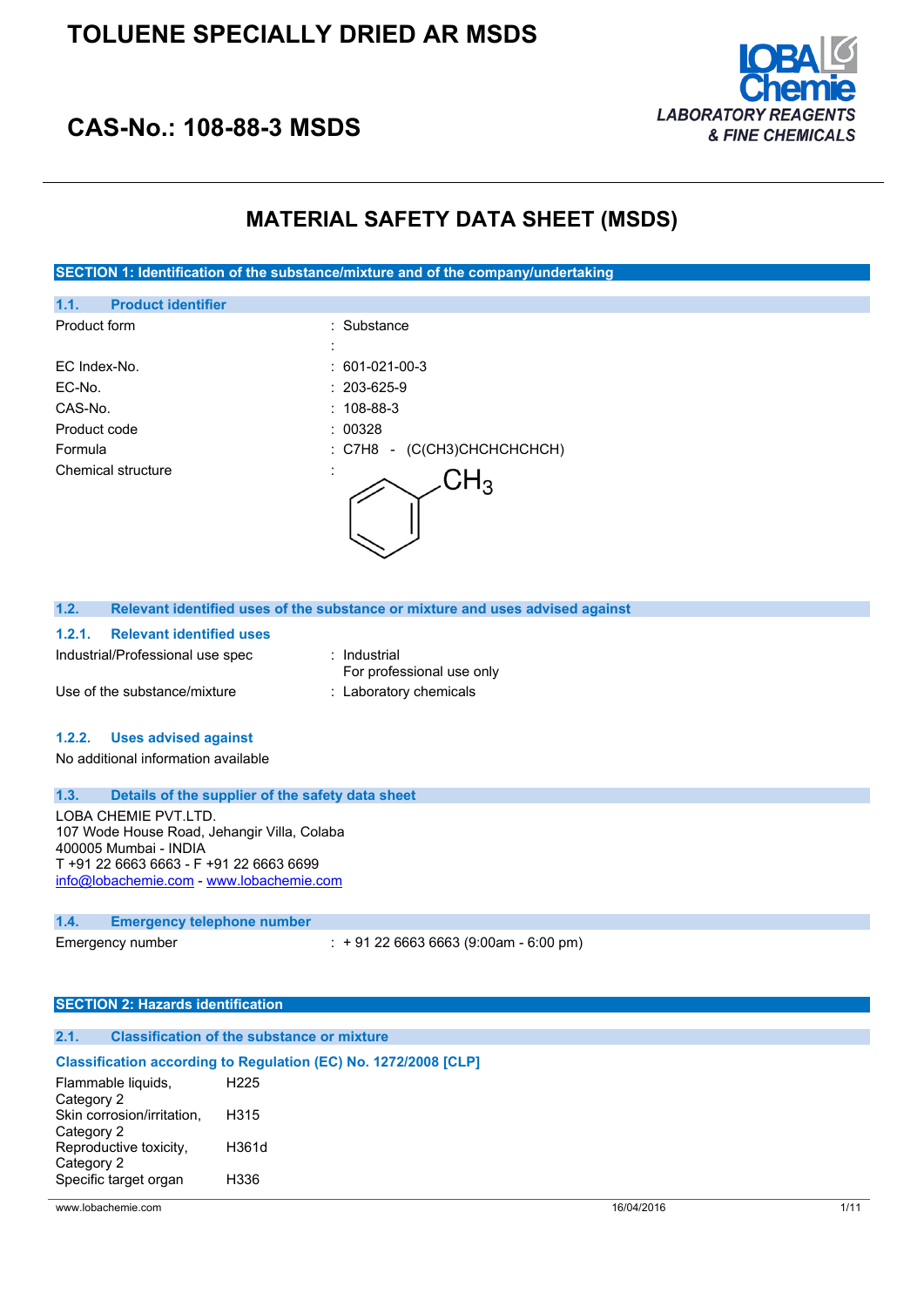# TOLUENE SPECIALLY DRIED AR MSDS

## CAS-No.: 108-88-3 MSDS

LOBA Chemie
*LABORATORY REAGENTS & FINE CHEMICALS*

# MATERIAL SAFETY DATA SHEET (MSDS)

## SECTION 1: Identification of the substance/mixture and of the company/undertaking

### 1.1. Product identifier

| | |
|---|---|
| Product form | : Substance |
| | : |
| EC Index-No. | : 601-021-00-3 |
| EC-No. | : 203-625-9 |
| CAS-No. | : 108-88-3 |
| Product code | : 00328 |
| Formula | : C7H8 - (C(CH3)CHCHCHCHCH) |
| Chemical structure | : |

### 1.2. Relevant identified uses of the substance or mixture and uses advised against

#### 1.2.1. Relevant identified uses

| | |
|---|---|
| Industrial/Professional use spec | : Industrial<br>For professional use only |
| Use of the substance/mixture | : Laboratory chemicals |

#### 1.2.2. Uses advised against

No additional information available

### 1.3. Details of the supplier of the safety data sheet

LOBA CHEMIE PVT.LTD.
107 Wode House Road, Jehangir Villa, Colaba
400005 Mumbai - INDIA
T +91 22 6663 6663 - F +91 22 6663 6699
info@lobachemie.com - www.lobachemie.com

### 1.4. Emergency telephone number

| | |
|---|---|
| Emergency number | : + 91 22 6663 6663 (9:00am - 6:00 pm) |

## SECTION 2: Hazards identification

### 2.1. Classification of the substance or mixture

**Classification according to Regulation (EC) No. 1272/2008 [CLP]**

| | |
|---|---|
| Flammable liquids, Category 2 | H225 |
| Skin corrosion/irritation, Category 2 | H315 |
| Reproductive toxicity, Category 2 | H361d |
| Specific target organ | H336 |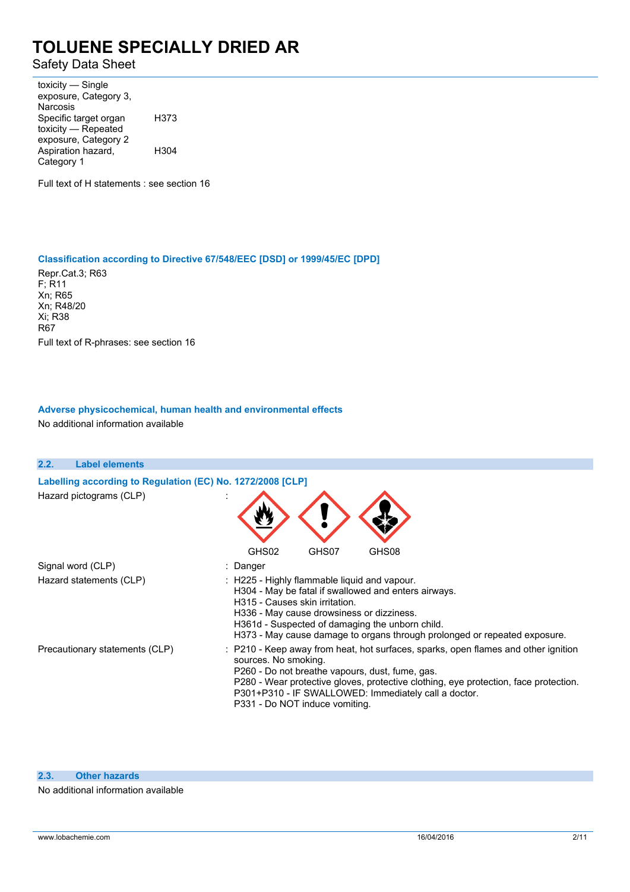| | |
|---|---|
| toxicity — Single exposure, Category 3, Narcosis | |
| Specific target organ toxicity — Repeated exposure, Category 2 | H373 |
| Aspiration hazard, Category 1 | H304 |

Full text of H statements : see section 16

### Classification according to Directive 67/548/EEC [DSD] or 1999/45/EC [DPD]

Repr.Cat.3; R63
F; R11
Xn; R65
Xn; R48/20
Xi; R38
R67

Full text of R-phrases: see section 16

### Adverse physicochemical, human health and environmental effects

No additional information available

## 2.2. Label elements

### Labelling according to Regulation (EC) No. 1272/2008 [CLP]

Hazard pictograms (CLP) :

GHS02 GHS07 GHS08

Signal word (CLP) : Danger

Hazard statements (CLP) :
H225 - Highly flammable liquid and vapour.
H304 - May be fatal if swallowed and enters airways.
H315 - Causes skin irritation.
H336 - May cause drowsiness or dizziness.
H361d - Suspected of damaging the unborn child.
H373 - May cause damage to organs through prolonged or repeated exposure.

Precautionary statements (CLP) :
P210 - Keep away from heat, hot surfaces, sparks, open flames and other ignition sources. No smoking.
P260 - Do not breathe vapours, dust, fume, gas.
P280 - Wear protective gloves, protective clothing, eye protection, face protection.
P301+P310 - IF SWALLOWED: Immediately call a doctor.
P331 - Do NOT induce vomiting.

## 2.3. Other hazards

No additional information available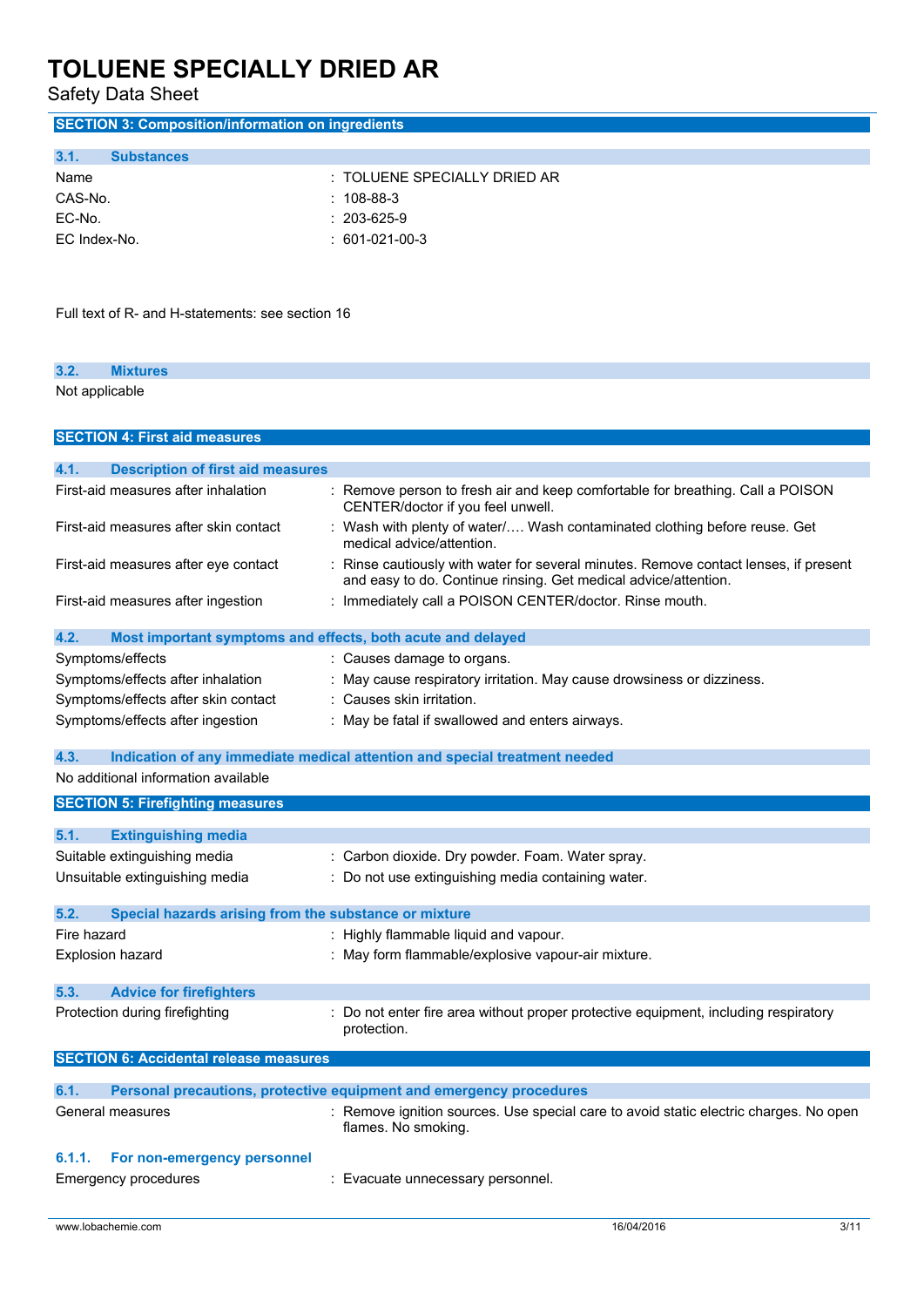## SECTION 3: Composition/information on ingredients

### 3.1. Substances

| | |
|---|---|
| Name | : TOLUENE SPECIALLY DRIED AR |
| CAS-No. | : 108-88-3 |
| EC-No. | : 203-625-9 |
| EC Index-No. | : 601-021-00-3 |

Full text of R- and H-statements: see section 16

### 3.2. Mixtures

Not applicable

## SECTION 4: First aid measures

### 4.1. Description of first aid measures

| | |
|---|---|
| First-aid measures after inhalation | : Remove person to fresh air and keep comfortable for breathing. Call a POISON CENTER/doctor if you feel unwell. |
| First-aid measures after skin contact | : Wash with plenty of water/…. Wash contaminated clothing before reuse. Get medical advice/attention. |
| First-aid measures after eye contact | : Rinse cautiously with water for several minutes. Remove contact lenses, if present and easy to do. Continue rinsing. Get medical advice/attention. |
| First-aid measures after ingestion | : Immediately call a POISON CENTER/doctor. Rinse mouth. |

### 4.2. Most important symptoms and effects, both acute and delayed

| | |
|---|---|
| Symptoms/effects | : Causes damage to organs. |
| Symptoms/effects after inhalation | : May cause respiratory irritation. May cause drowsiness or dizziness. |
| Symptoms/effects after skin contact | : Causes skin irritation. |
| Symptoms/effects after ingestion | : May be fatal if swallowed and enters airways. |

### 4.3. Indication of any immediate medical attention and special treatment needed

No additional information available

## SECTION 5: Firefighting measures

### 5.1. Extinguishing media

| | |
|---|---|
| Suitable extinguishing media | : Carbon dioxide. Dry powder. Foam. Water spray. |
| Unsuitable extinguishing media | : Do not use extinguishing media containing water. |

### 5.2. Special hazards arising from the substance or mixture

| | |
|---|---|
| Fire hazard | : Highly flammable liquid and vapour. |
| Explosion hazard | : May form flammable/explosive vapour-air mixture. |

### 5.3. Advice for firefighters

| | |
|---|---|
| Protection during firefighting | : Do not enter fire area without proper protective equipment, including respiratory protection. |

## SECTION 6: Accidental release measures

### 6.1. Personal precautions, protective equipment and emergency procedures

| | |
|---|---|
| General measures | : Remove ignition sources. Use special care to avoid static electric charges. No open flames. No smoking. |

#### 6.1.1. For non-emergency personnel

| | |
|---|---|
| Emergency procedures | : Evacuate unnecessary personnel. |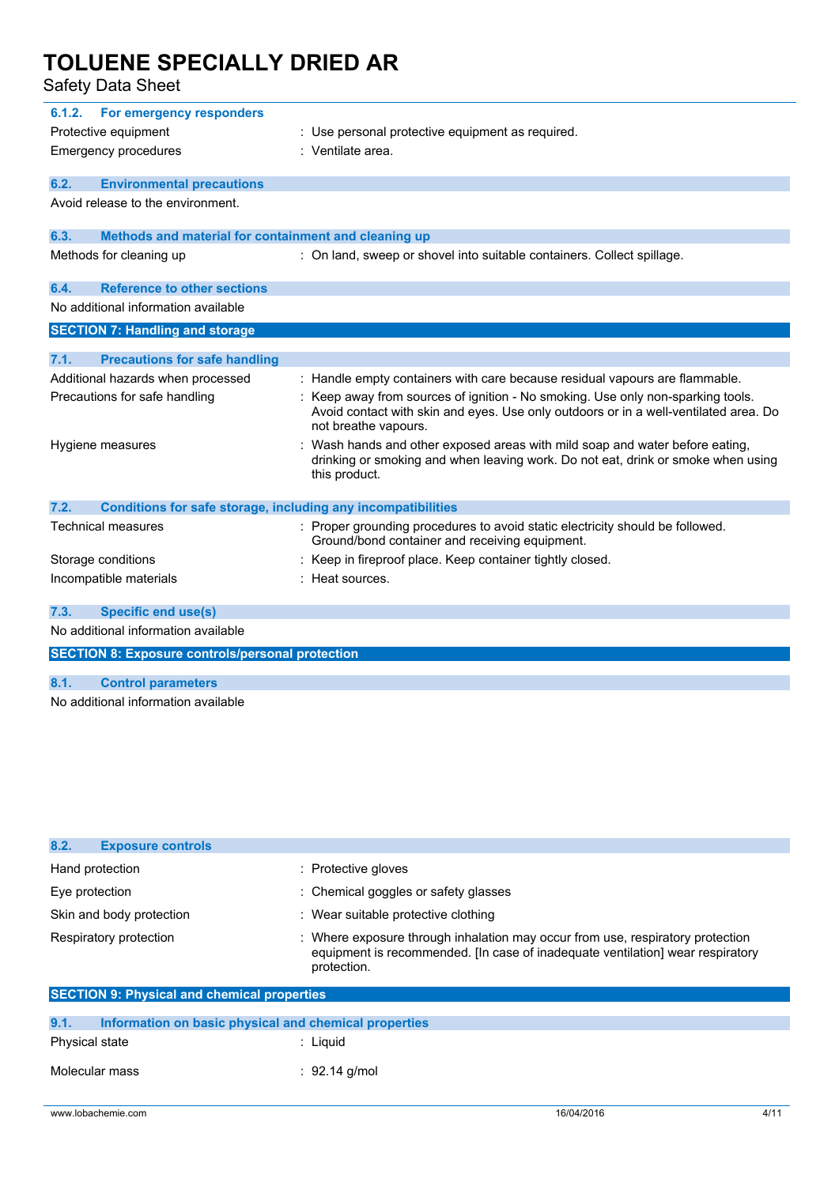#### 6.1.2. For emergency responders

| | |
|---|---|
| Protective equipment | : Use personal protective equipment as required. |
| Emergency procedures | : Ventilate area. |

### 6.2. Environmental precautions

Avoid release to the environment.

### 6.3. Methods and material for containment and cleaning up

| | |
|---|---|
| Methods for cleaning up | : On land, sweep or shovel into suitable containers. Collect spillage. |

### 6.4. Reference to other sections

No additional information available

## SECTION 7: Handling and storage

### 7.1. Precautions for safe handling

| | |
|---|---|
| Additional hazards when processed | : Handle empty containers with care because residual vapours are flammable. |
| Precautions for safe handling | : Keep away from sources of ignition - No smoking. Use only non-sparking tools. Avoid contact with skin and eyes. Use only outdoors or in a well-ventilated area. Do not breathe vapours. |
| Hygiene measures | : Wash hands and other exposed areas with mild soap and water before eating, drinking or smoking and when leaving work. Do not eat, drink or smoke when using this product. |

### 7.2. Conditions for safe storage, including any incompatibilities

| | |
|---|---|
| Technical measures | : Proper grounding procedures to avoid static electricity should be followed. Ground/bond container and receiving equipment. |
| Storage conditions | : Keep in fireproof place. Keep container tightly closed. |
| Incompatible materials | : Heat sources. |

### 7.3. Specific end use(s)

No additional information available

## SECTION 8: Exposure controls/personal protection

### 8.1. Control parameters

No additional information available

### 8.2. Exposure controls

| | |
|---|---|
| Hand protection | : Protective gloves |
| Eye protection | : Chemical goggles or safety glasses |
| Skin and body protection | : Wear suitable protective clothing |
| Respiratory protection | : Where exposure through inhalation may occur from use, respiratory protection equipment is recommended. [In case of inadequate ventilation] wear respiratory protection. |

## SECTION 9: Physical and chemical properties

### 9.1. Information on basic physical and chemical properties

| | |
|---|---|
| Physical state | : Liquid |
| Molecular mass | : 92.14 g/mol |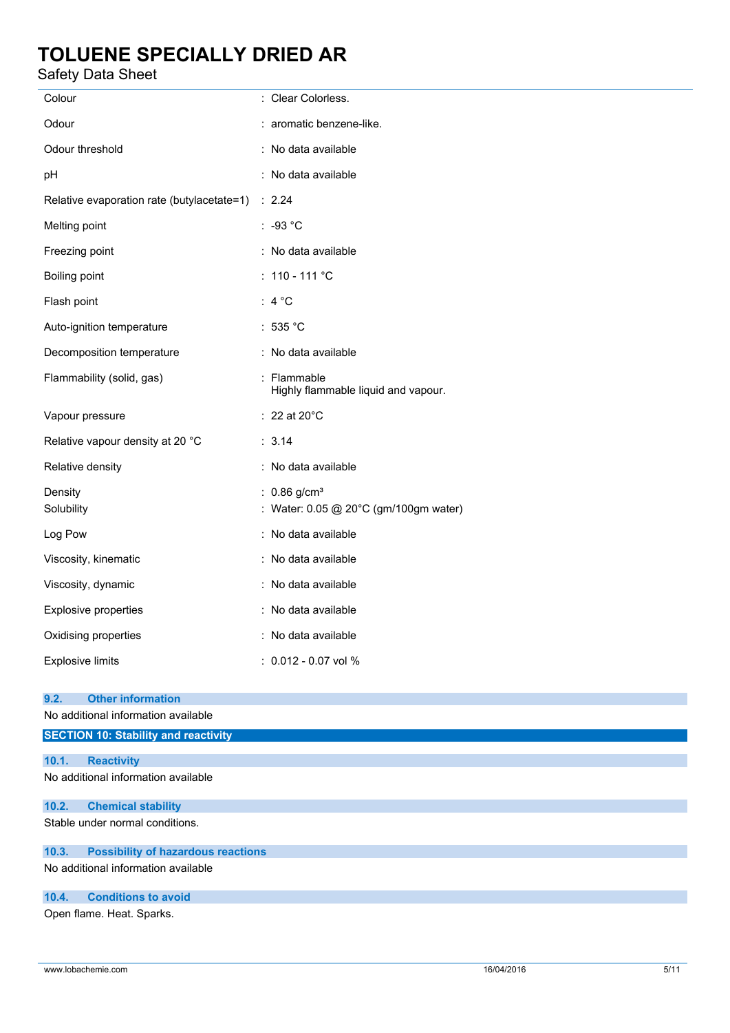| | |
|---|---|
| Colour | : Clear Colorless. |
| Odour | : aromatic benzene-like. |
| Odour threshold | : No data available |
| pH | : No data available |
| Relative evaporation rate (butylacetate=1) | : 2.24 |
| Melting point | : -93 °C |
| Freezing point | : No data available |
| Boiling point | : 110 - 111 °C |
| Flash point | : 4 °C |
| Auto-ignition temperature | : 535 °C |
| Decomposition temperature | : No data available |
| Flammability (solid, gas) | : Flammable<br>Highly flammable liquid and vapour. |
| Vapour pressure | : 22 at 20°C |
| Relative vapour density at 20 °C | : 3.14 |
| Relative density | : No data available |
| Density | : 0.86 g/cm³ |
| Solubility | : Water: 0.05 @ 20°C (gm/100gm water) |
| Log Pow | : No data available |
| Viscosity, kinematic | : No data available |
| Viscosity, dynamic | : No data available |
| Explosive properties | : No data available |
| Oxidising properties | : No data available |
| Explosive limits | : 0.012 - 0.07 vol % |

### 9.2. Other information

No additional information available

## SECTION 10: Stability and reactivity

### 10.1. Reactivity

No additional information available

### 10.2. Chemical stability

Stable under normal conditions.

### 10.3. Possibility of hazardous reactions

No additional information available

### 10.4. Conditions to avoid

Open flame. Heat. Sparks.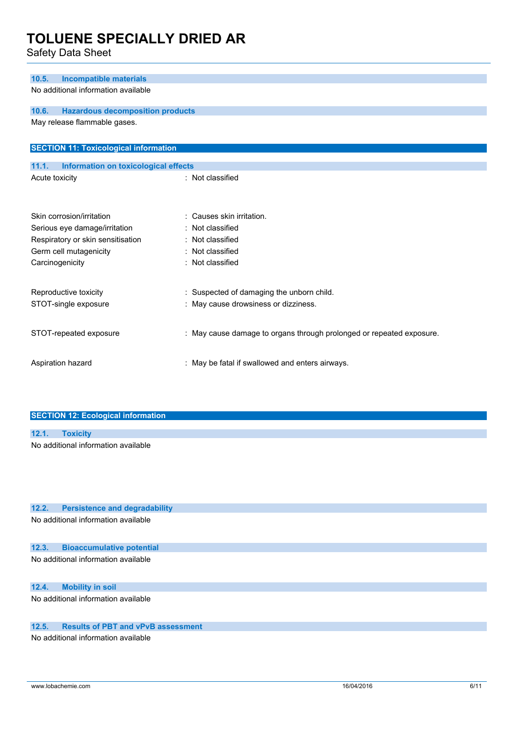### 10.5. Incompatible materials

No additional information available

### 10.6. Hazardous decomposition products

May release flammable gases.

## SECTION 11: Toxicological information

### 11.1. Information on toxicological effects

| | |
|---|---|
| Acute toxicity | : Not classified |
| Skin corrosion/irritation | : Causes skin irritation. |
| Serious eye damage/irritation | : Not classified |
| Respiratory or skin sensitisation | : Not classified |
| Germ cell mutagenicity | : Not classified |
| Carcinogenicity | : Not classified |
| Reproductive toxicity | : Suspected of damaging the unborn child. |
| STOT-single exposure | : May cause drowsiness or dizziness. |
| STOT-repeated exposure | : May cause damage to organs through prolonged or repeated exposure. |
| Aspiration hazard | : May be fatal if swallowed and enters airways. |

## SECTION 12: Ecological information

### 12.1. Toxicity

No additional information available

### 12.2. Persistence and degradability

No additional information available

### 12.3. Bioaccumulative potential

No additional information available

### 12.4. Mobility in soil

No additional information available

### 12.5. Results of PBT and vPvB assessment

No additional information available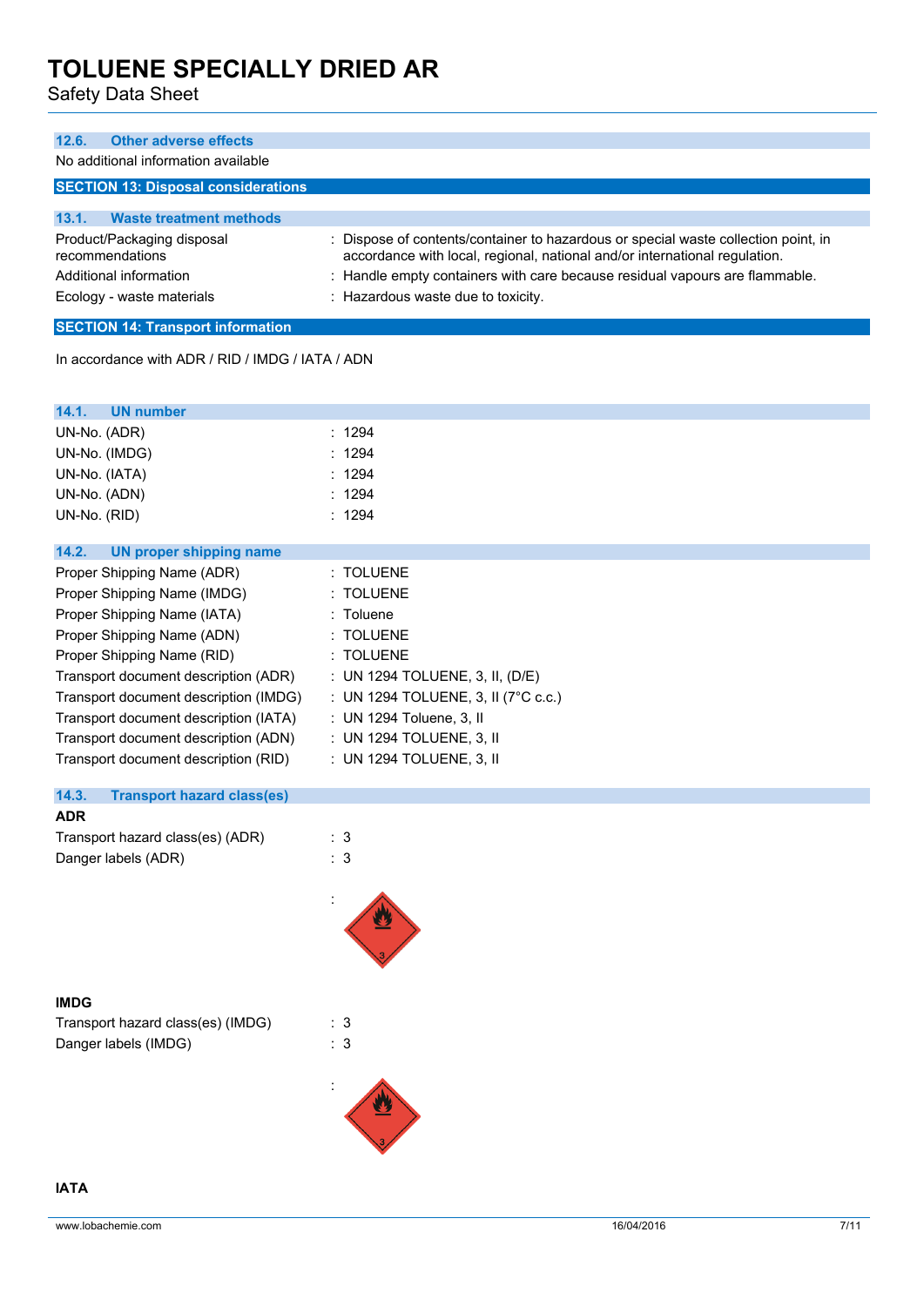### 12.6. Other adverse effects

No additional information available

## SECTION 13: Disposal considerations

### 13.1. Waste treatment methods

| | |
|---|---|
| Product/Packaging disposal recommendations | : Dispose of contents/container to hazardous or special waste collection point, in accordance with local, regional, national and/or international regulation. |
| Additional information | : Handle empty containers with care because residual vapours are flammable. |
| Ecology - waste materials | : Hazardous waste due to toxicity. |

## SECTION 14: Transport information

In accordance with ADR / RID / IMDG / IATA / ADN

### 14.1. UN number

| | |
|---|---|
| UN-No. (ADR) | : 1294 |
| UN-No. (IMDG) | : 1294 |
| UN-No. (IATA) | : 1294 |
| UN-No. (ADN) | : 1294 |
| UN-No. (RID) | : 1294 |

### 14.2. UN proper shipping name

| | |
|---|---|
| Proper Shipping Name (ADR) | : TOLUENE |
| Proper Shipping Name (IMDG) | : TOLUENE |
| Proper Shipping Name (IATA) | : Toluene |
| Proper Shipping Name (ADN) | : TOLUENE |
| Proper Shipping Name (RID) | : TOLUENE |
| Transport document description (ADR) | : UN 1294 TOLUENE, 3, II, (D/E) |
| Transport document description (IMDG) | : UN 1294 TOLUENE, 3, II (7°C c.c.) |
| Transport document description (IATA) | : UN 1294 Toluene, 3, II |
| Transport document description (ADN) | : UN 1294 TOLUENE, 3, II |
| Transport document description (RID) | : UN 1294 TOLUENE, 3, II |

### 14.3. Transport hazard class(es)

**ADR**

| | |
|---|---|
| Transport hazard class(es) (ADR) | : 3 |
| Danger labels (ADR) | : 3 |

**IMDG**

| | |
|---|---|
| Transport hazard class(es) (IMDG) | : 3 |
| Danger labels (IMDG) | : 3 |

**IATA**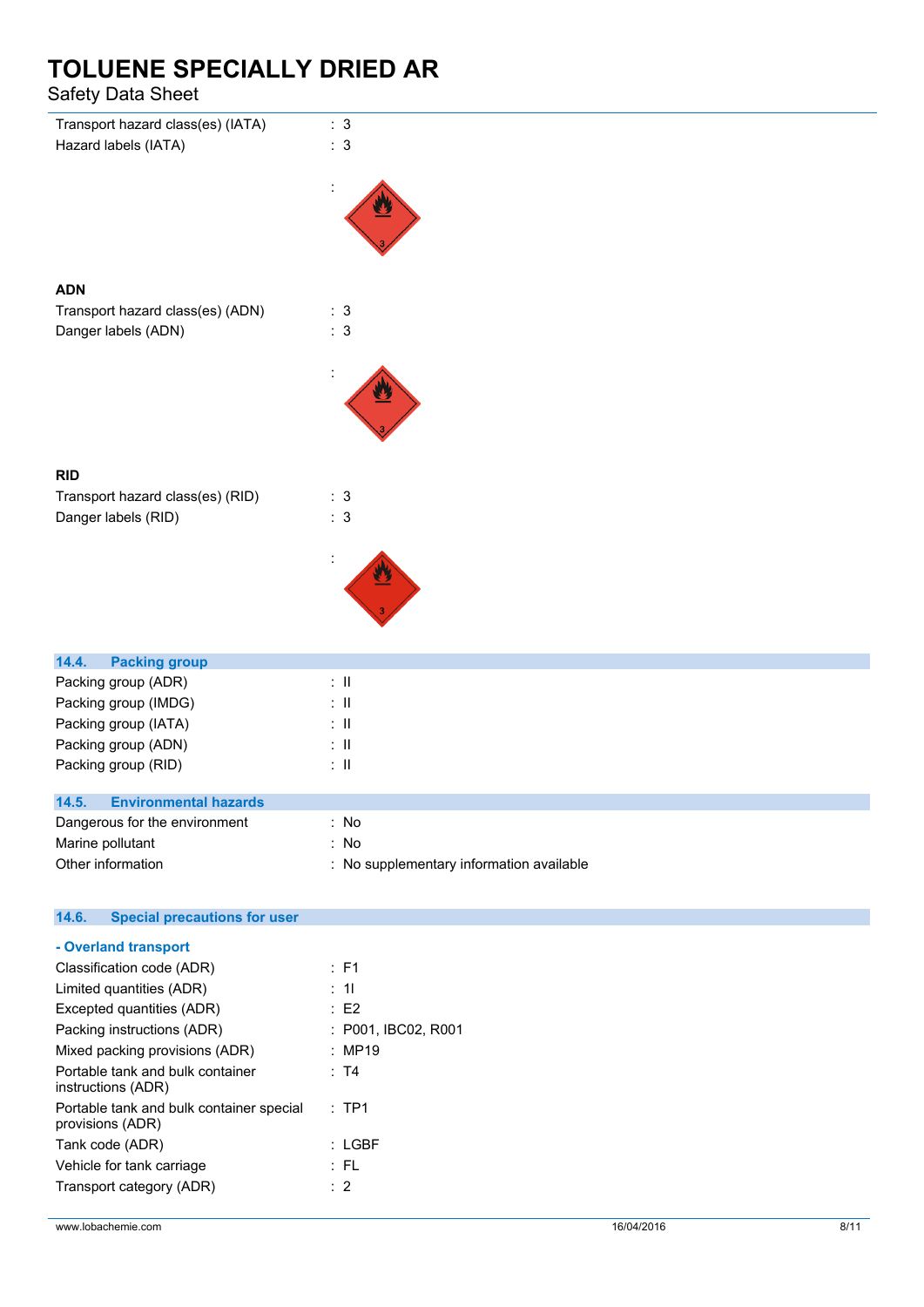Transport hazard class(es) (IATA) : 3

Hazard labels (IATA) : 3

:

**ADN**

Transport hazard class(es) (ADN) : 3

Danger labels (ADN) : 3

:

**RID**

Transport hazard class(es) (RID) : 3

Danger labels (RID) : 3

:

## 14.4. Packing group

Packing group (ADR) : II

Packing group (IMDG) : II

Packing group (IATA) : II

Packing group (ADN) : II

Packing group (RID) : II

## 14.5. Environmental hazards

Dangerous for the environment : No

Marine pollutant : No

Other information : No supplementary information available

## 14.6. Special precautions for user

### - Overland transport

Classification code (ADR) : F1

Limited quantities (ADR) : 1l

Excepted quantities (ADR) : E2

Packing instructions (ADR) : P001, IBC02, R001

Mixed packing provisions (ADR) : MP19

Portable tank and bulk container instructions (ADR) : T4

Portable tank and bulk container special provisions (ADR) : TP1

Tank code (ADR) : LGBF

Vehicle for tank carriage : FL

Transport category (ADR) : 2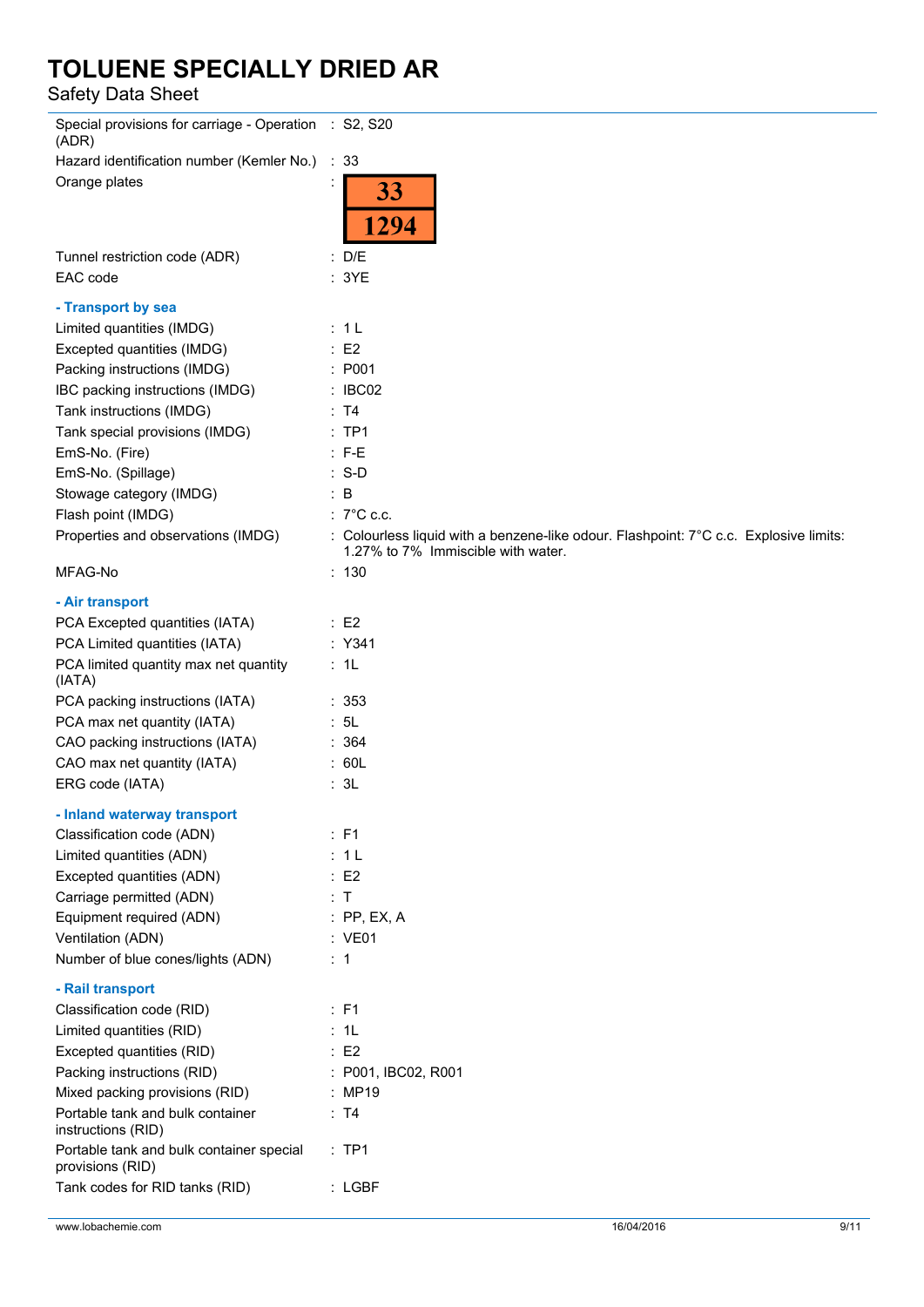| | |
|---|---|
| Special provisions for carriage - Operation (ADR) | : S2, S20 |
| Hazard identification number (Kemler No.) | : 33 |
| Orange plates | : 33 / 1294 |
| Tunnel restriction code (ADR) | : D/E |
| EAC code | : 3YE |

**- Transport by sea**

| | |
|---|---|
| Limited quantities (IMDG) | : 1 L |
| Excepted quantities (IMDG) | : E2 |
| Packing instructions (IMDG) | : P001 |
| IBC packing instructions (IMDG) | : IBC02 |
| Tank instructions (IMDG) | : T4 |
| Tank special provisions (IMDG) | : TP1 |
| EmS-No. (Fire) | : F-E |
| EmS-No. (Spillage) | : S-D |
| Stowage category (IMDG) | : B |
| Flash point (IMDG) | : 7°C c.c. |
| Properties and observations (IMDG) | : Colourless liquid with a benzene-like odour. Flashpoint: 7°C c.c. Explosive limits: 1.27% to 7% Immiscible with water. |
| MFAG-No | : 130 |

**- Air transport**

| | |
|---|---|
| PCA Excepted quantities (IATA) | : E2 |
| PCA Limited quantities (IATA) | : Y341 |
| PCA limited quantity max net quantity (IATA) | : 1L |
| PCA packing instructions (IATA) | : 353 |
| PCA max net quantity (IATA) | : 5L |
| CAO packing instructions (IATA) | : 364 |
| CAO max net quantity (IATA) | : 60L |
| ERG code (IATA) | : 3L |

**- Inland waterway transport**

| | |
|---|---|
| Classification code (ADN) | : F1 |
| Limited quantities (ADN) | : 1 L |
| Excepted quantities (ADN) | : E2 |
| Carriage permitted (ADN) | : T |
| Equipment required (ADN) | : PP, EX, A |
| Ventilation (ADN) | : VE01 |
| Number of blue cones/lights (ADN) | : 1 |

**- Rail transport**

| | |
|---|---|
| Classification code (RID) | : F1 |
| Limited quantities (RID) | : 1L |
| Excepted quantities (RID) | : E2 |
| Packing instructions (RID) | : P001, IBC02, R001 |
| Mixed packing provisions (RID) | : MP19 |
| Portable tank and bulk container instructions (RID) | : T4 |
| Portable tank and bulk container special provisions (RID) | : TP1 |
| Tank codes for RID tanks (RID) | : LGBF |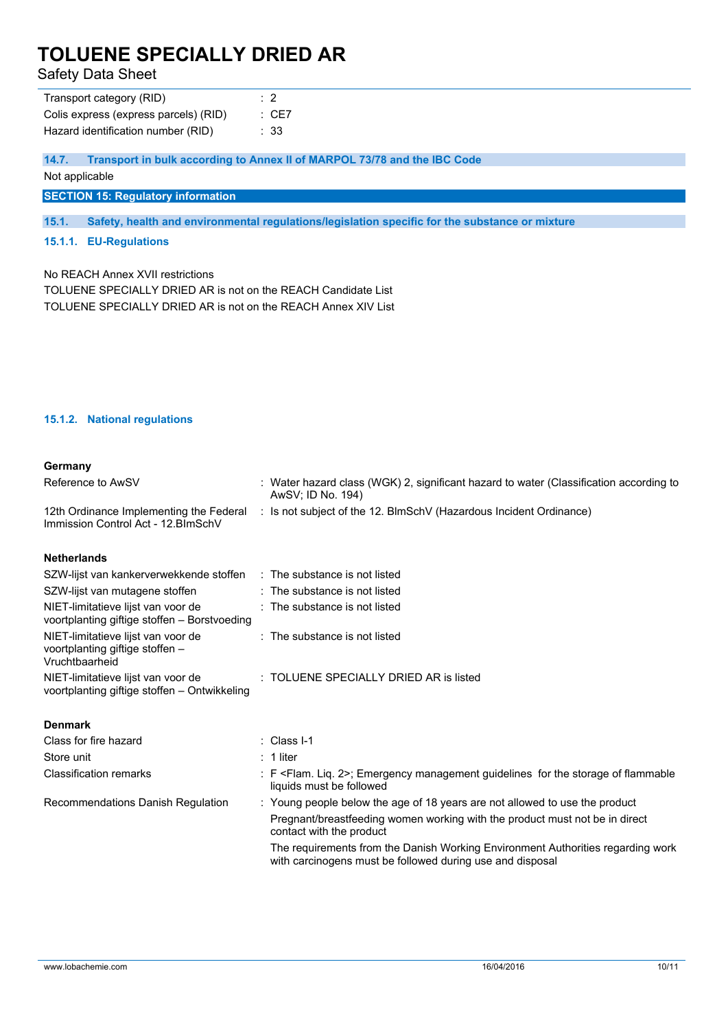| | |
|---|---|
| Transport category (RID) | : 2 |
| Colis express (express parcels) (RID) | : CE7 |
| Hazard identification number (RID) | : 33 |

### 14.7. Transport in bulk according to Annex II of MARPOL 73/78 and the IBC Code

Not applicable

## SECTION 15: Regulatory information

### 15.1. Safety, health and environmental regulations/legislation specific for the substance or mixture

#### 15.1.1. EU-Regulations

No REACH Annex XVII restrictions

TOLUENE SPECIALLY DRIED AR is not on the REACH Candidate List

TOLUENE SPECIALLY DRIED AR is not on the REACH Annex XIV List

#### 15.1.2. National regulations

**Germany**

| | |
|---|---|
| Reference to AwSV | : Water hazard class (WGK) 2, significant hazard to water (Classification according to AwSV; ID No. 194) |
| 12th Ordinance Implementing the Federal Immission Control Act - 12.BImSchV | : Is not subject of the 12. BlmSchV (Hazardous Incident Ordinance) |

**Netherlands**

| | |
|---|---|
| SZW-lijst van kankerverwekkende stoffen | : The substance is not listed |
| SZW-lijst van mutagene stoffen | : The substance is not listed |
| NIET-limitatieve lijst van voor de voortplanting giftige stoffen – Borstvoeding | : The substance is not listed |
| NIET-limitatieve lijst van voor de voortplanting giftige stoffen – Vruchtbaarheid | : The substance is not listed |
| NIET-limitatieve lijst van voor de voortplanting giftige stoffen – Ontwikkeling | : TOLUENE SPECIALLY DRIED AR is listed |

**Denmark**

| | |
|---|---|
| Class for fire hazard | : Class I-1 |
| Store unit | : 1 liter |
| Classification remarks | : F <Flam. Liq. 2>; Emergency management guidelines for the storage of flammable liquids must be followed |
| Recommendations Danish Regulation | : Young people below the age of 18 years are not allowed to use the product<br>Pregnant/breastfeeding women working with the product must not be in direct contact with the product<br>The requirements from the Danish Working Environment Authorities regarding work with carcinogens must be followed during use and disposal |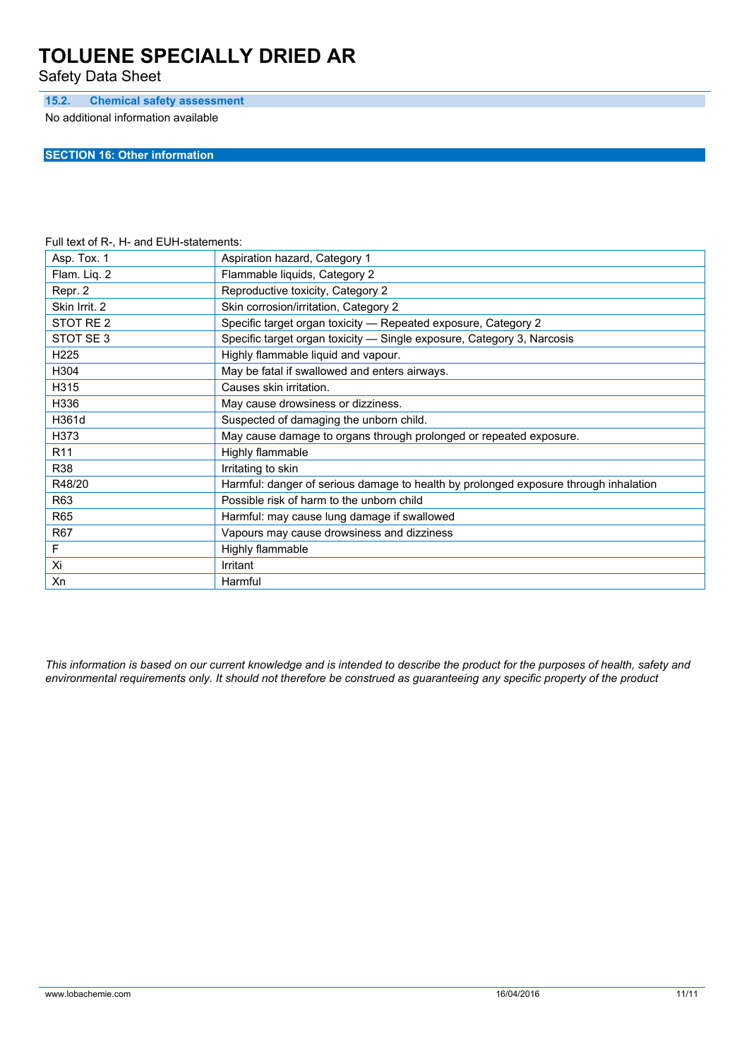### 15.2. Chemical safety assessment

No additional information available

## SECTION 16: Other information

Full text of R-, H- and EUH-statements:

| | |
|---|---|
| Asp. Tox. 1 | Aspiration hazard, Category 1 |
| Flam. Liq. 2 | Flammable liquids, Category 2 |
| Repr. 2 | Reproductive toxicity, Category 2 |
| Skin Irrit. 2 | Skin corrosion/irritation, Category 2 |
| STOT RE 2 | Specific target organ toxicity — Repeated exposure, Category 2 |
| STOT SE 3 | Specific target organ toxicity — Single exposure, Category 3, Narcosis |
| H225 | Highly flammable liquid and vapour. |
| H304 | May be fatal if swallowed and enters airways. |
| H315 | Causes skin irritation. |
| H336 | May cause drowsiness or dizziness. |
| H361d | Suspected of damaging the unborn child. |
| H373 | May cause damage to organs through prolonged or repeated exposure. |
| R11 | Highly flammable |
| R38 | Irritating to skin |
| R48/20 | Harmful: danger of serious damage to health by prolonged exposure through inhalation |
| R63 | Possible risk of harm to the unborn child |
| R65 | Harmful: may cause lung damage if swallowed |
| R67 | Vapours may cause drowsiness and dizziness |
| F | Highly flammable |
| Xi | Irritant |
| Xn | Harmful |

*This information is based on our current knowledge and is intended to describe the product for the purposes of health, safety and environmental requirements only. It should not therefore be construed as guaranteeing any specific property of the product*